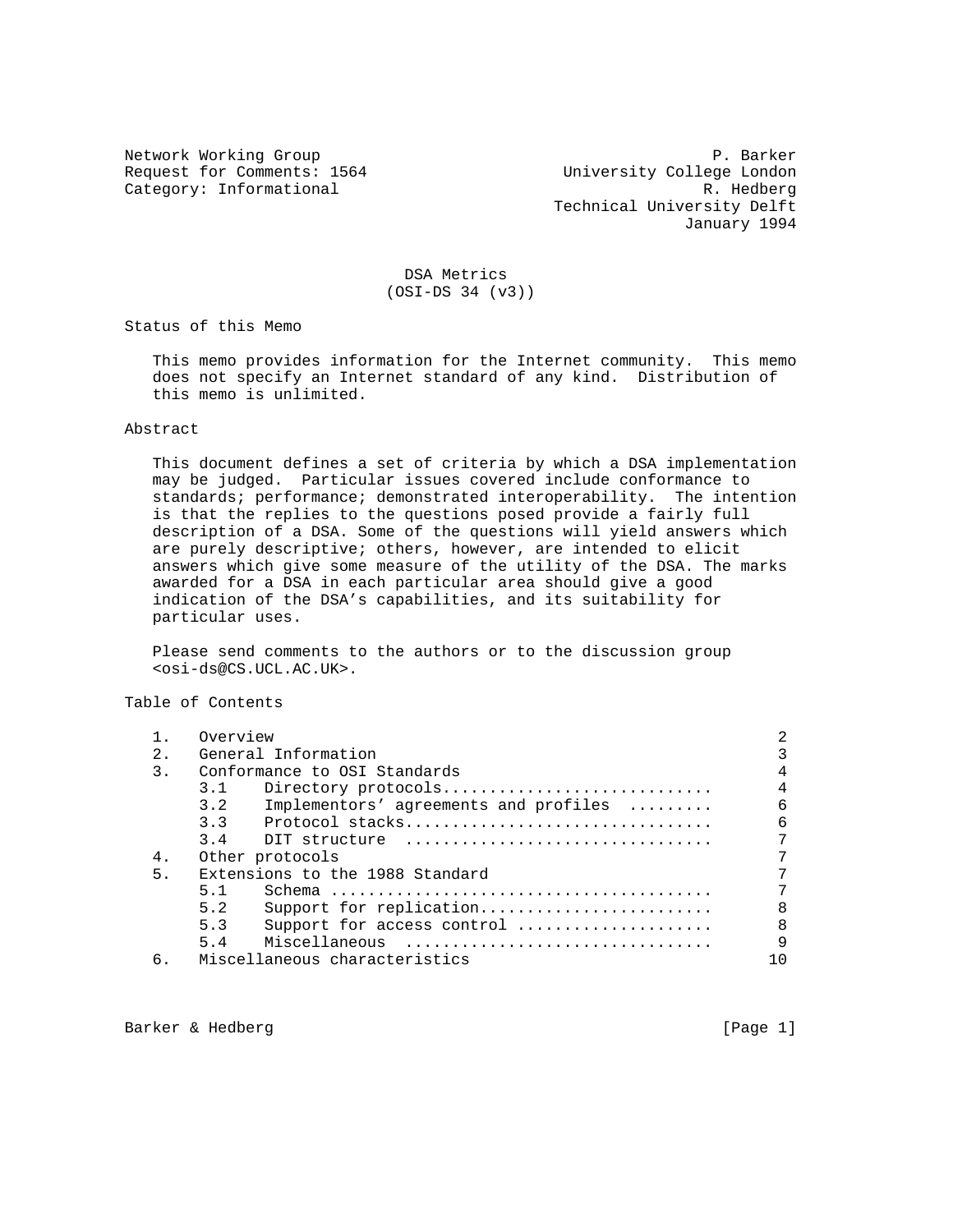Network Working Group P. Barker
Request for Comments: 1564 University College London
Category: Informational R. Hedberg
Technical University Delft
January 1994

# DSA Metrics
(OSI-DS 34 (v3))

## Status of this Memo

This memo provides information for the Internet community. This memo does not specify an Internet standard of any kind. Distribution of this memo is unlimited.

## Abstract

This document defines a set of criteria by which a DSA implementation may be judged. Particular issues covered include conformance to standards; performance; demonstrated interoperability. The intention is that the replies to the questions posed provide a fairly full description of a DSA. Some of the questions will yield answers which are purely descriptive; others, however, are intended to elicit answers which give some measure of the utility of the DSA. The marks awarded for a DSA in each particular area should give a good indication of the DSA's capabilities, and its suitability for particular uses.

Please send comments to the authors or to the discussion group <osi-ds@CS.UCL.AC.UK>.

## Table of Contents

| | | |
|---|---|---|
| 1. | Overview | 2 |
| 2. | General Information | 3 |
| 3. | Conformance to OSI Standards | 4 |
| | 3.1 Directory protocols | 4 |
| | 3.2 Implementors' agreements and profiles | 6 |
| | 3.3 Protocol stacks | 6 |
| | 3.4 DIT structure | 7 |
| 4. | Other protocols | 7 |
| 5. | Extensions to the 1988 Standard | 7 |
| | 5.1 Schema | 7 |
| | 5.2 Support for replication | 8 |
| | 5.3 Support for access control | 8 |
| | 5.4 Miscellaneous | 9 |
| 6. | Miscellaneous characteristics | 10 |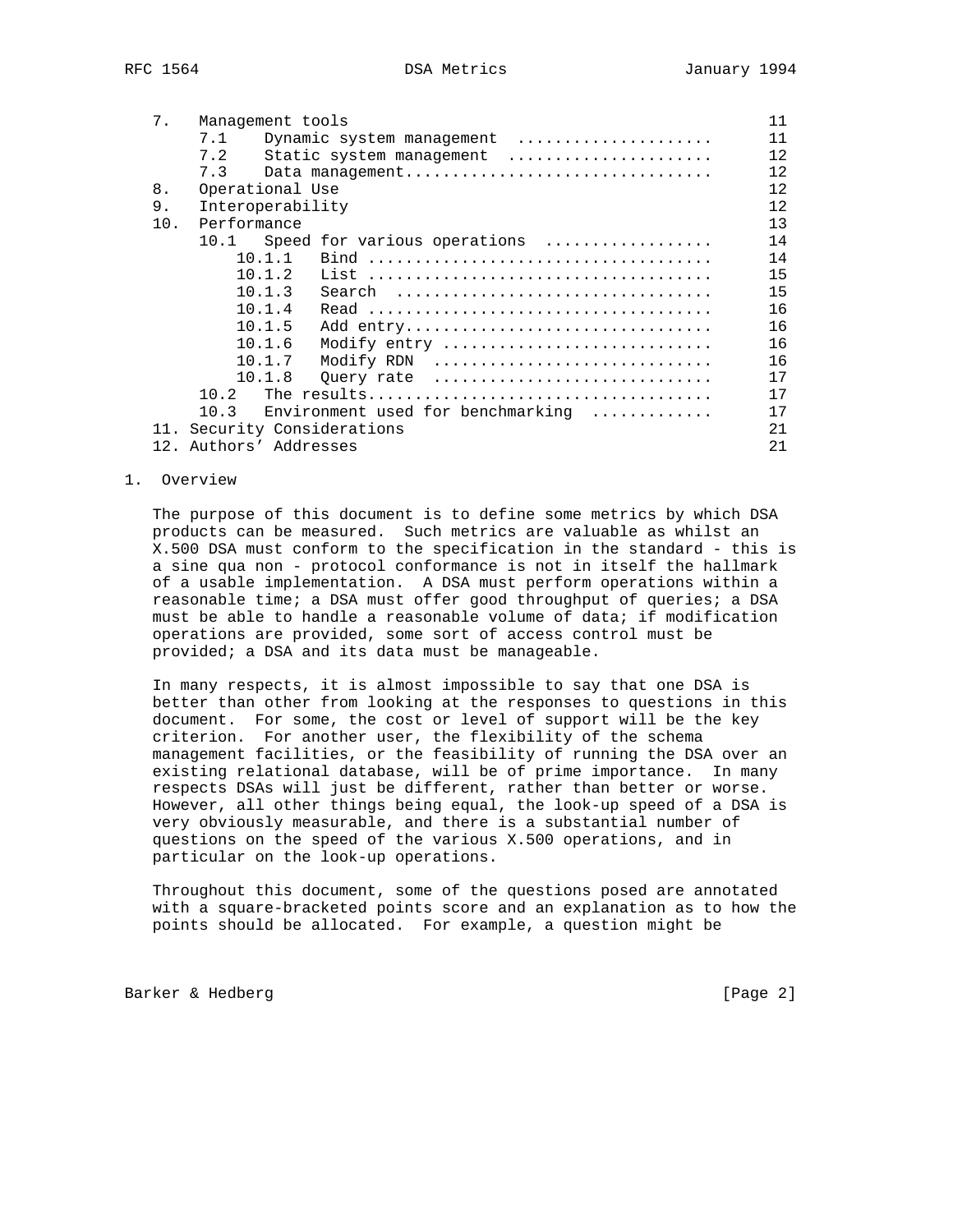| | | |
|---|---|---|
| 7. | Management tools | 11 |
| | 7.1 Dynamic system management | 11 |
| | 7.2 Static system management | 12 |
| | 7.3 Data management | 12 |
| 8. | Operational Use | 12 |
| 9. | Interoperability | 12 |
| 10. | Performance | 13 |
| | 10.1 Speed for various operations | 14 |
| | 10.1.1 Bind | 14 |
| | 10.1.2 List | 15 |
| | 10.1.3 Search | 15 |
| | 10.1.4 Read | 16 |
| | 10.1.5 Add entry | 16 |
| | 10.1.6 Modify entry | 16 |
| | 10.1.7 Modify RDN | 16 |
| | 10.1.8 Query rate | 17 |
| | 10.2 The results | 17 |
| | 10.3 Environment used for benchmarking | 17 |
| 11. | Security Considerations | 21 |
| 12. | Authors' Addresses | 21 |

## 1. Overview

The purpose of this document is to define some metrics by which DSA products can be measured. Such metrics are valuable as whilst an X.500 DSA must conform to the specification in the standard - this is a sine qua non - protocol conformance is not in itself the hallmark of a usable implementation. A DSA must perform operations within a reasonable time; a DSA must offer good throughput of queries; a DSA must be able to handle a reasonable volume of data; if modification operations are provided, some sort of access control must be provided; a DSA and its data must be manageable.

In many respects, it is almost impossible to say that one DSA is better than other from looking at the responses to questions in this document. For some, the cost or level of support will be the key criterion. For another user, the flexibility of the schema management facilities, or the feasibility of running the DSA over an existing relational database, will be of prime importance. In many respects DSAs will just be different, rather than better or worse. However, all other things being equal, the look-up speed of a DSA is very obviously measurable, and there is a substantial number of questions on the speed of the various X.500 operations, and in particular on the look-up operations.

Throughout this document, some of the questions posed are annotated with a square-bracketed points score and an explanation as to how the points should be allocated. For example, a question might be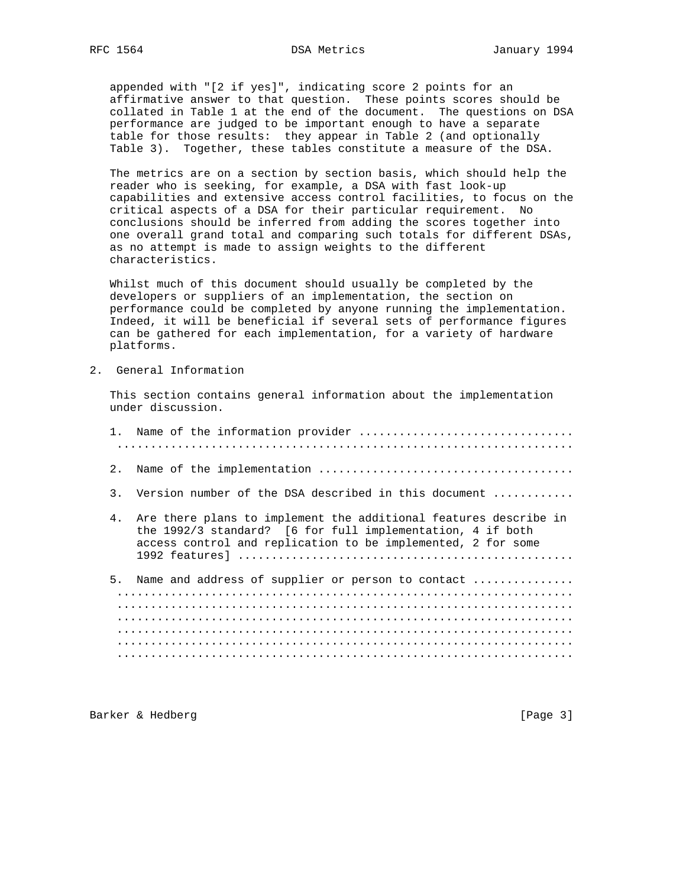appended with "[2 if yes]", indicating score 2 points for an affirmative answer to that question. These points scores should be collated in Table 1 at the end of the document. The questions on DSA performance are judged to be important enough to have a separate table for those results: they appear in Table 2 (and optionally Table 3). Together, these tables constitute a measure of the DSA.

The metrics are on a section by section basis, which should help the reader who is seeking, for example, a DSA with fast look-up capabilities and extensive access control facilities, to focus on the critical aspects of a DSA for their particular requirement. No conclusions should be inferred from adding the scores together into one overall grand total and comparing such totals for different DSAs, as no attempt is made to assign weights to the different characteristics.

Whilst much of this document should usually be completed by the developers or suppliers of an implementation, the section on performance could be completed by anyone running the implementation. Indeed, it will be beneficial if several sets of performance figures can be gathered for each implementation, for a variety of hardware platforms.

## 2. General Information

This section contains general information about the implementation under discussion.

1. Name of the information provider ................................
   .................................................................

2. Name of the implementation .....................................

3. Version number of the DSA described in this document ............

4. Are there plans to implement the additional features describe in the 1992/3 standard? [6 for full implementation, 4 if both access control and replication to be implemented, 2 for some 1992 features] ................................................

5. Name and address of supplier or person to contact ...............
   .................................................................
   .................................................................
   .................................................................
   .................................................................
   .................................................................
   .................................................................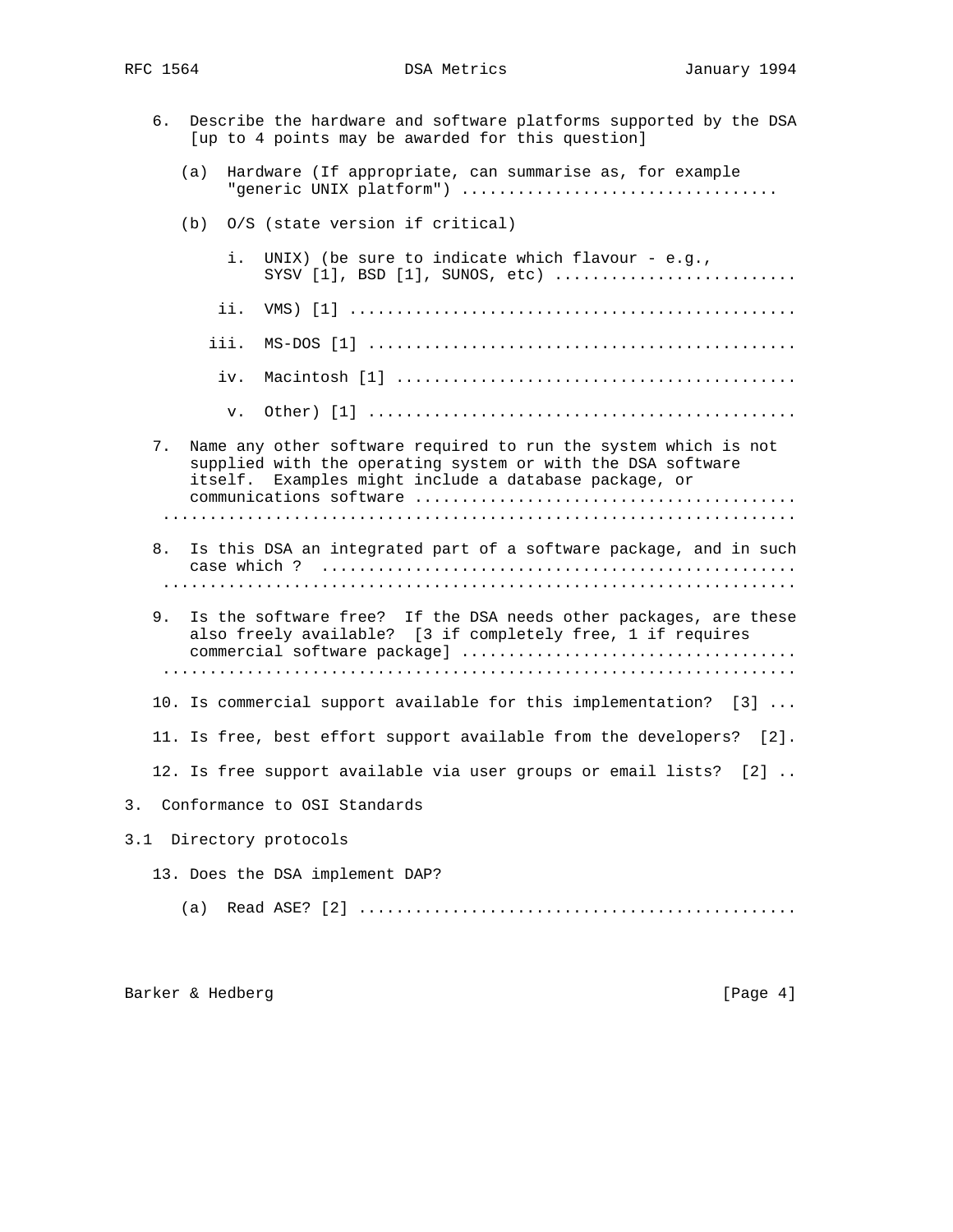6. Describe the hardware and software platforms supported by the DSA [up to 4 points may be awarded for this question]

   (a) Hardware (If appropriate, can summarise as, for example "generic UNIX platform") ..................................

   (b) O/S (state version if critical)

      i. UNIX) (be sure to indicate which flavour - e.g., SYSV [1], BSD [1], SUNOS, etc) ..........................

      ii. VMS) [1] ...............................................

      iii. MS-DOS [1] .............................................

      iv. Macintosh [1] ..........................................

      v. Other) [1] .............................................

7. Name any other software required to run the system which is not supplied with the operating system or with the DSA software itself. Examples might include a database package, or communications software ........................................ ...................................................................

8. Is this DSA an integrated part of a software package, and in such case which ? .................................................. ...................................................................

9. Is the software free? If the DSA needs other packages, are these also freely available? [3 if completely free, 1 if requires commercial software package] ................................... ...................................................................

10. Is commercial support available for this implementation? [3] ...

11. Is free, best effort support available from the developers? [2].

12. Is free support available via user groups or email lists? [2] ..

## 3. Conformance to OSI Standards

### 3.1 Directory protocols

13. Does the DSA implement DAP?

   (a) Read ASE? [2] ..............................................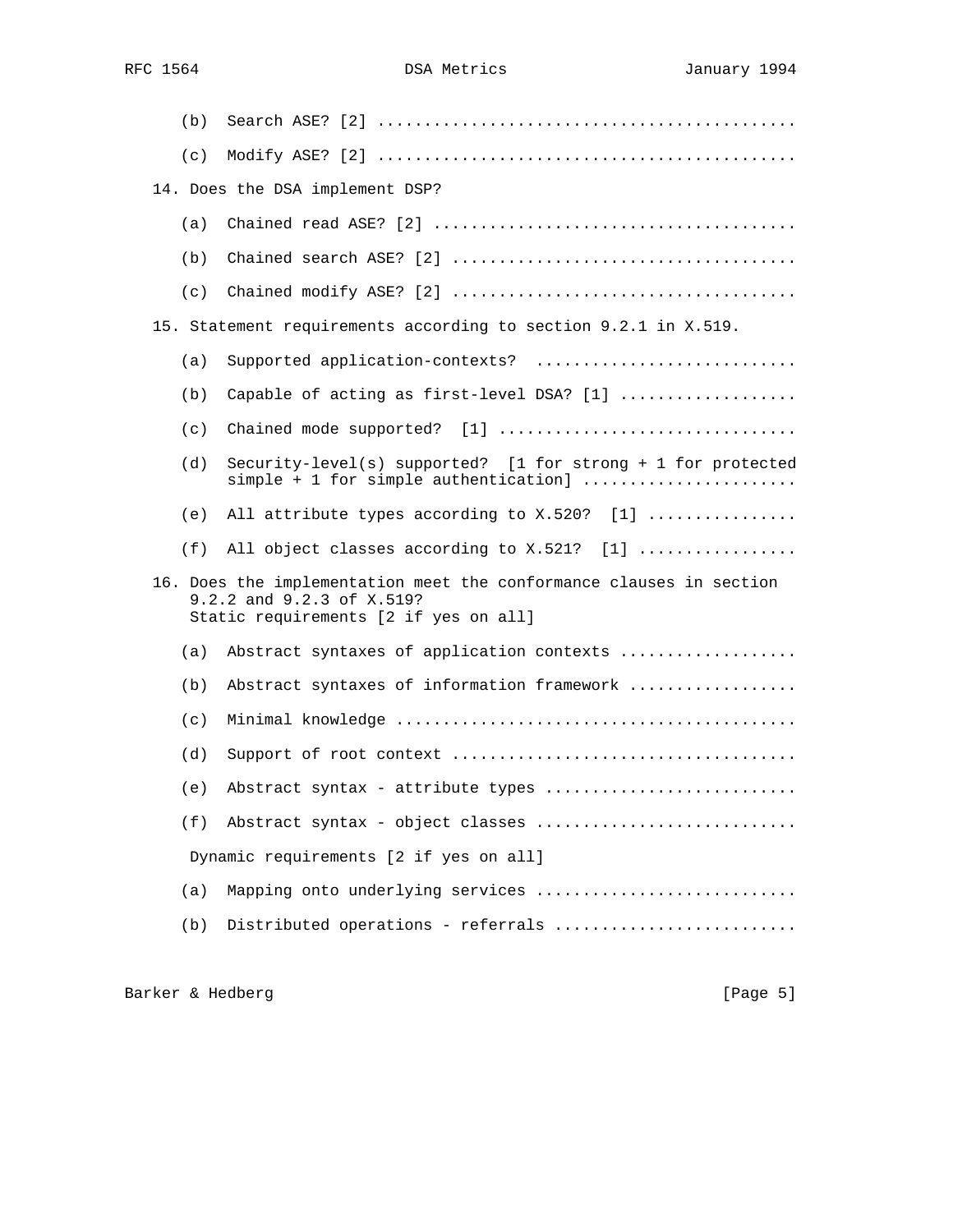(b) Search ASE? [2] ...........................................

(c) Modify ASE? [2] ...........................................

14. Does the DSA implement DSP?

    (a) Chained read ASE? [2] .....................................

    (b) Chained search ASE? [2] ...................................

    (c) Chained modify ASE? [2] ...................................

15. Statement requirements according to section 9.2.1 in X.519.

    (a) Supported application-contexts? ...........................

    (b) Capable of acting as first-level DSA? [1] ..................

    (c) Chained mode supported? [1] ...............................

    (d) Security-level(s) supported? [1 for strong + 1 for protected simple + 1 for simple authentication] .......................

    (e) All attribute types according to X.520? [1] ...............

    (f) All object classes according to X.521? [1] ................

16. Does the implementation meet the conformance clauses in section 9.2.2 and 9.2.3 of X.519?
    Static requirements [2 if yes on all]

    (a) Abstract syntaxes of application contexts ..................

    (b) Abstract syntaxes of information framework .................

    (c) Minimal knowledge ..........................................

    (d) Support of root context ....................................

    (e) Abstract syntax - attribute types ..........................

    (f) Abstract syntax - object classes ...........................

    Dynamic requirements [2 if yes on all]

    (a) Mapping onto underlying services ...........................

    (b) Distributed operations - referrals .........................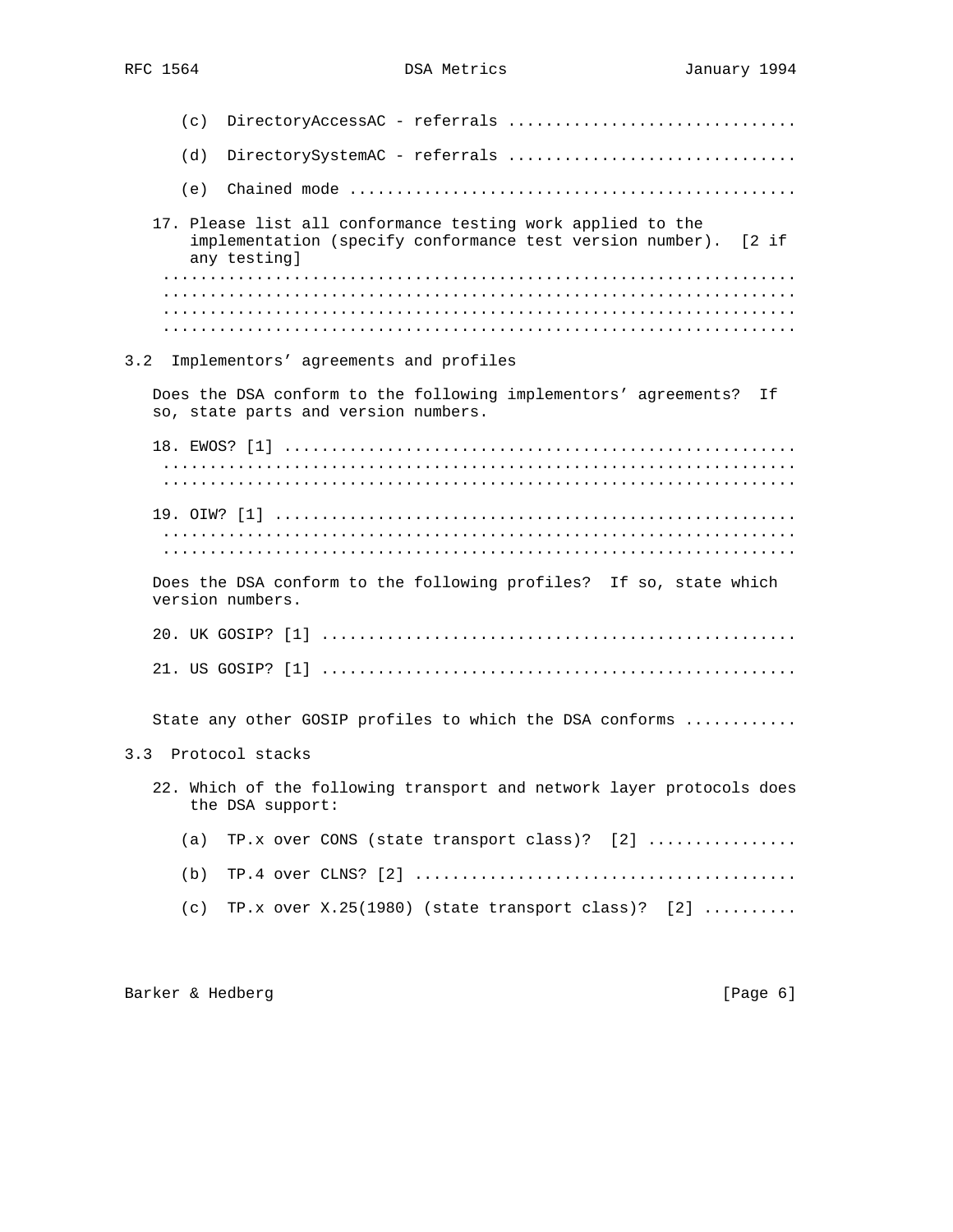(c) DirectoryAccessAC - referrals ..............................

(d) DirectorySystemAC - referrals ..............................

(e) Chained mode ...............................................

17. Please list all conformance testing work applied to the implementation (specify conformance test version number). [2 if any testing]
...................................................................
...................................................................
...................................................................
...................................................................

## 3.2 Implementors' agreements and profiles

Does the DSA conform to the following implementors' agreements? If so, state parts and version numbers.

18. EWOS? [1] ......................................................
...................................................................
...................................................................

19. OIW? [1] .......................................................
...................................................................
...................................................................

Does the DSA conform to the following profiles? If so, state which version numbers.

20. UK GOSIP? [1] ..................................................

21. US GOSIP? [1] ..................................................

State any other GOSIP profiles to which the DSA conforms ...........

## 3.3 Protocol stacks

22. Which of the following transport and network layer protocols does the DSA support:

(a) TP.x over CONS (state transport class)? [2] ................

(b) TP.4 over CLNS? [2] ........................................

(c) TP.x over X.25(1980) (state transport class)? [2] ..........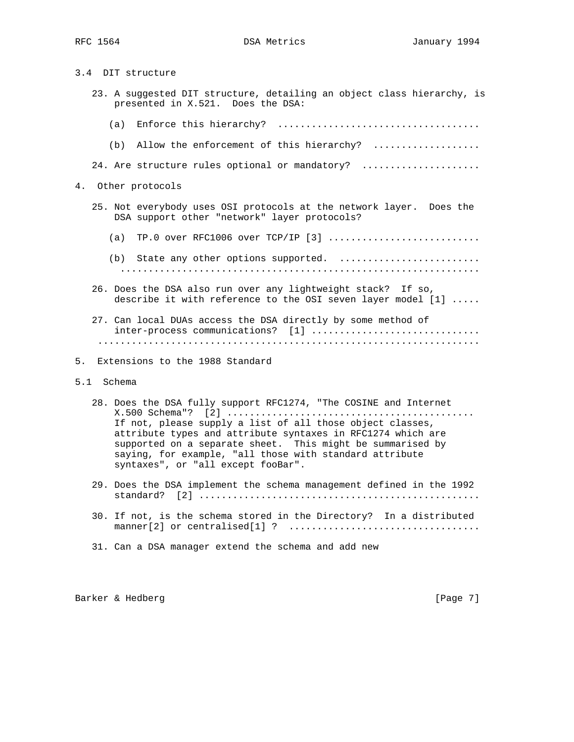### 3.4 DIT structure

23. A suggested DIT structure, detailing an object class hierarchy, is presented in X.521. Does the DSA:

    (a) Enforce this hierarchy? ....................................

    (b) Allow the enforcement of this hierarchy? ...................

24. Are structure rules optional or mandatory? .....................

## 4. Other protocols

25. Not everybody uses OSI protocols at the network layer. Does the DSA support other "network" layer protocols?

    (a) TP.0 over RFC1006 over TCP/IP [3] ..........................

    (b) State any other options supported. .........................
    ..............................................................

26. Does the DSA also run over any lightweight stack? If so, describe it with reference to the OSI seven layer model [1] .....

27. Can local DUAs access the DSA directly by some method of inter-process communications? [1] .............................
    ..................................................................

## 5. Extensions to the 1988 Standard

### 5.1 Schema

28. Does the DSA fully support RFC1274, "The COSINE and Internet X.500 Schema"? [2] ..........................................
    If not, please supply a list of all those object classes, attribute types and attribute syntaxes in RFC1274 which are supported on a separate sheet. This might be summarised by saying, for example, "all those with standard attribute syntaxes", or "all except fooBar".

29. Does the DSA implement the schema management defined in the 1992 standard? [2] ................................................

30. If not, is the schema stored in the Directory? In a distributed manner[2] or centralised[1] ? .................................

31. Can a DSA manager extend the schema and add new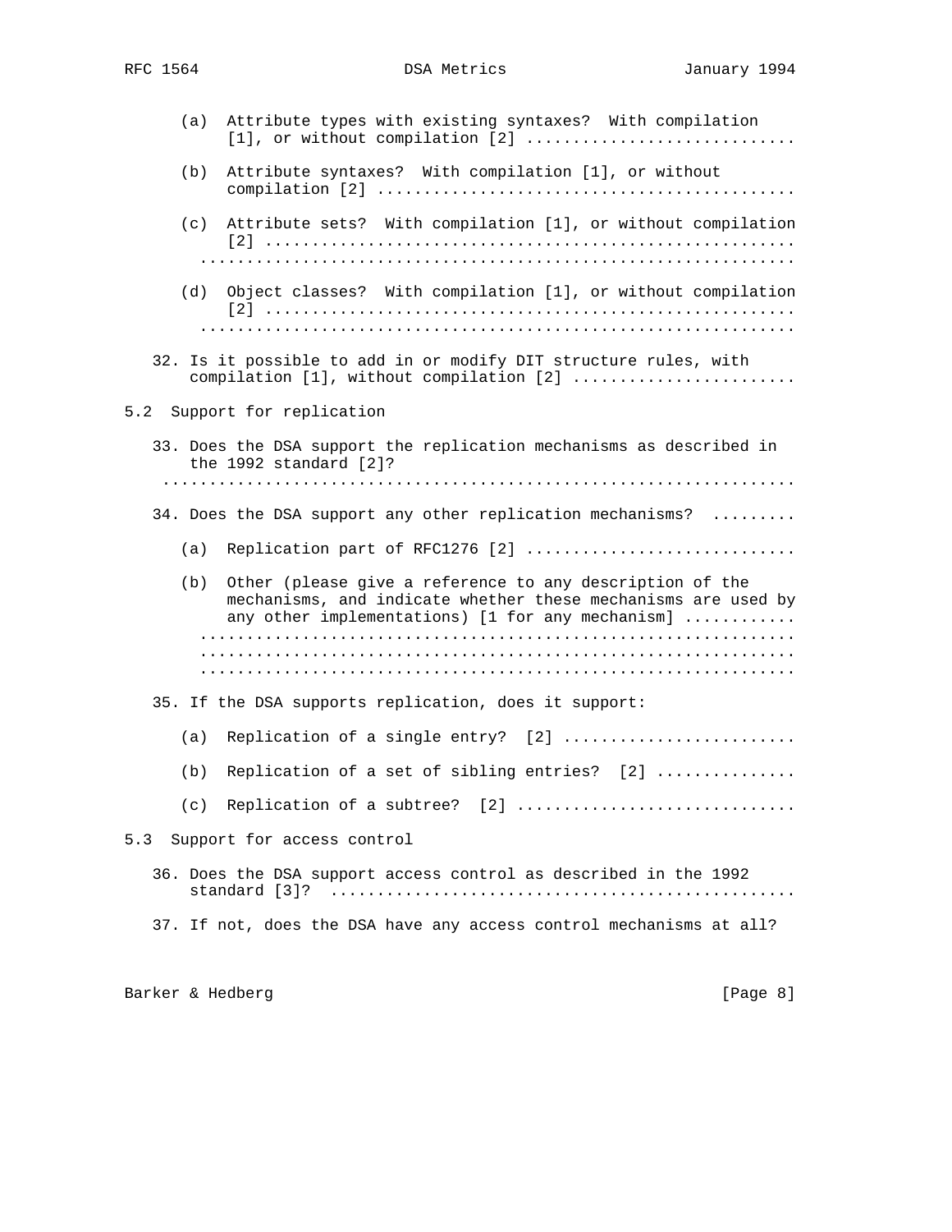(a) Attribute types with existing syntaxes? With compilation [1], or without compilation [2] ............................

(b) Attribute syntaxes? With compilation [1], or without compilation [2] ............................................

(c) Attribute sets? With compilation [1], or without compilation [2] .........................................................
..............................................................

(d) Object classes? With compilation [1], or without compilation [2] .........................................................
..............................................................

32. Is it possible to add in or modify DIT structure rules, with compilation [1], without compilation [2] ........................

## 5.2 Support for replication

33. Does the DSA support the replication mechanisms as described in the 1992 standard [2]?
..................................................................

34. Does the DSA support any other replication mechanisms? .........

(a) Replication part of RFC1276 [2] ............................

(b) Other (please give a reference to any description of the mechanisms, and indicate whether these mechanisms are used by any other implementations) [1 for any mechanism] ............
..............................................................
..............................................................
..............................................................

35. If the DSA supports replication, does it support:

(a) Replication of a single entry? [2] ........................

(b) Replication of a set of sibling entries? [2] ..............

(c) Replication of a subtree? [2] .............................

## 5.3 Support for access control

36. Does the DSA support access control as described in the 1992 standard [3]? .................................................

37. If not, does the DSA have any access control mechanisms at all?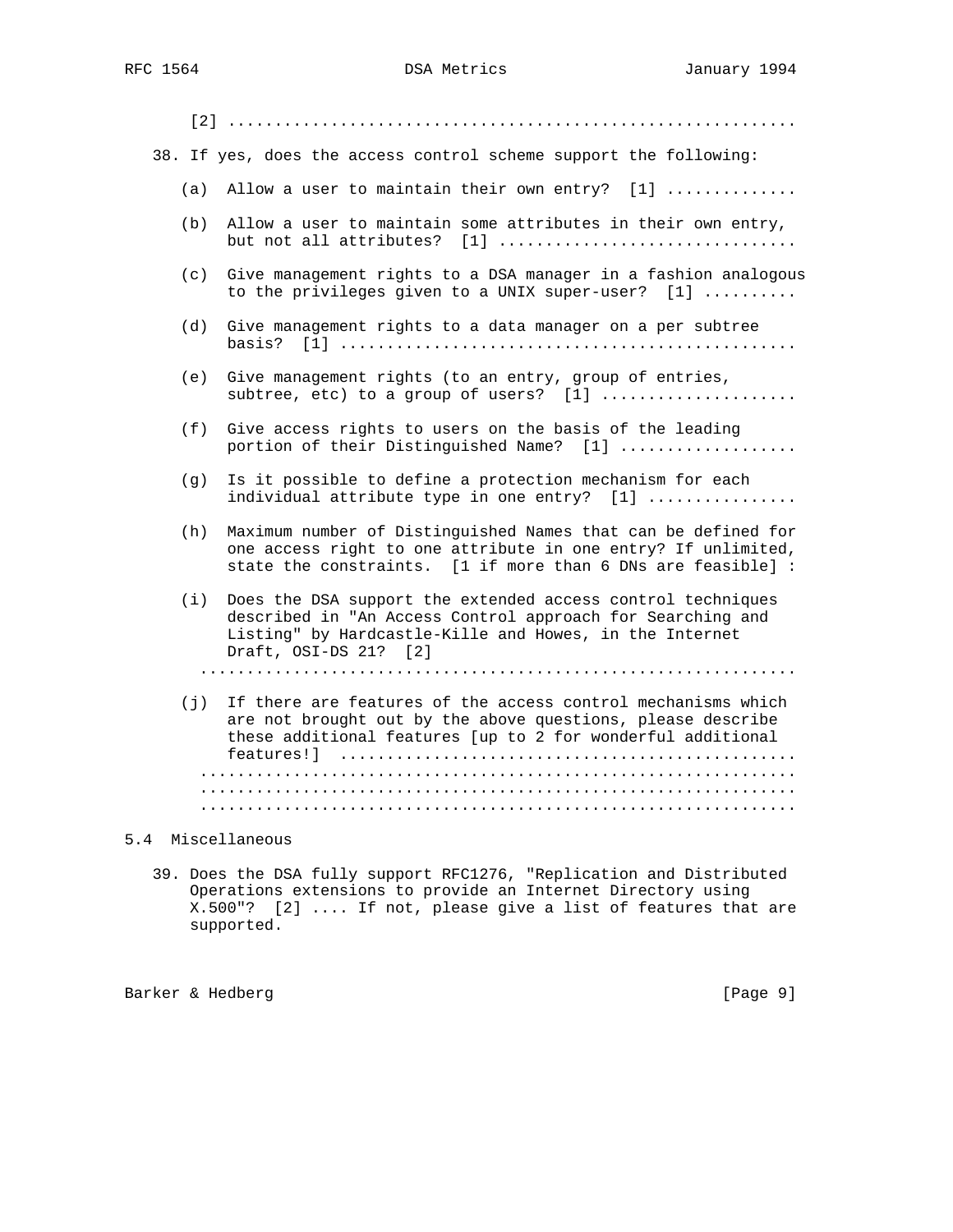[2] ..........................................................

38. If yes, does the access control scheme support the following:

    (a) Allow a user to maintain their own entry? [1] .............

    (b) Allow a user to maintain some attributes in their own entry, but not all attributes? [1] ...............................

    (c) Give management rights to a DSA manager in a fashion analogous to the privileges given to a UNIX super-user? [1] .........

    (d) Give management rights to a data manager on a per subtree basis? [1] ................................................

    (e) Give management rights (to an entry, group of entries, subtree, etc) to a group of users? [1] ....................

    (f) Give access rights to users on the basis of the leading portion of their Distinguished Name? [1] ..................

    (g) Is it possible to define a protection mechanism for each individual attribute type in one entry? [1] ...............

    (h) Maximum number of Distinguished Names that can be defined for one access right to one attribute in one entry? If unlimited, state the constraints. [1 if more than 6 DNs are feasible] :

    (i) Does the DSA support the extended access control techniques described in "An Access Control approach for Searching and Listing" by Hardcastle-Kille and Howes, in the Internet Draft, OSI-DS 21? [2] ..............................................................

    (j) If there are features of the access control mechanisms which are not brought out by the above questions, please describe these additional features [up to 2 for wonderful additional features!] ..............................................
    ..............................................................
    ..............................................................
    ..............................................................

## 5.4 Miscellaneous

39. Does the DSA fully support RFC1276, "Replication and Distributed Operations extensions to provide an Internet Directory using X.500"? [2] .... If not, please give a list of features that are supported.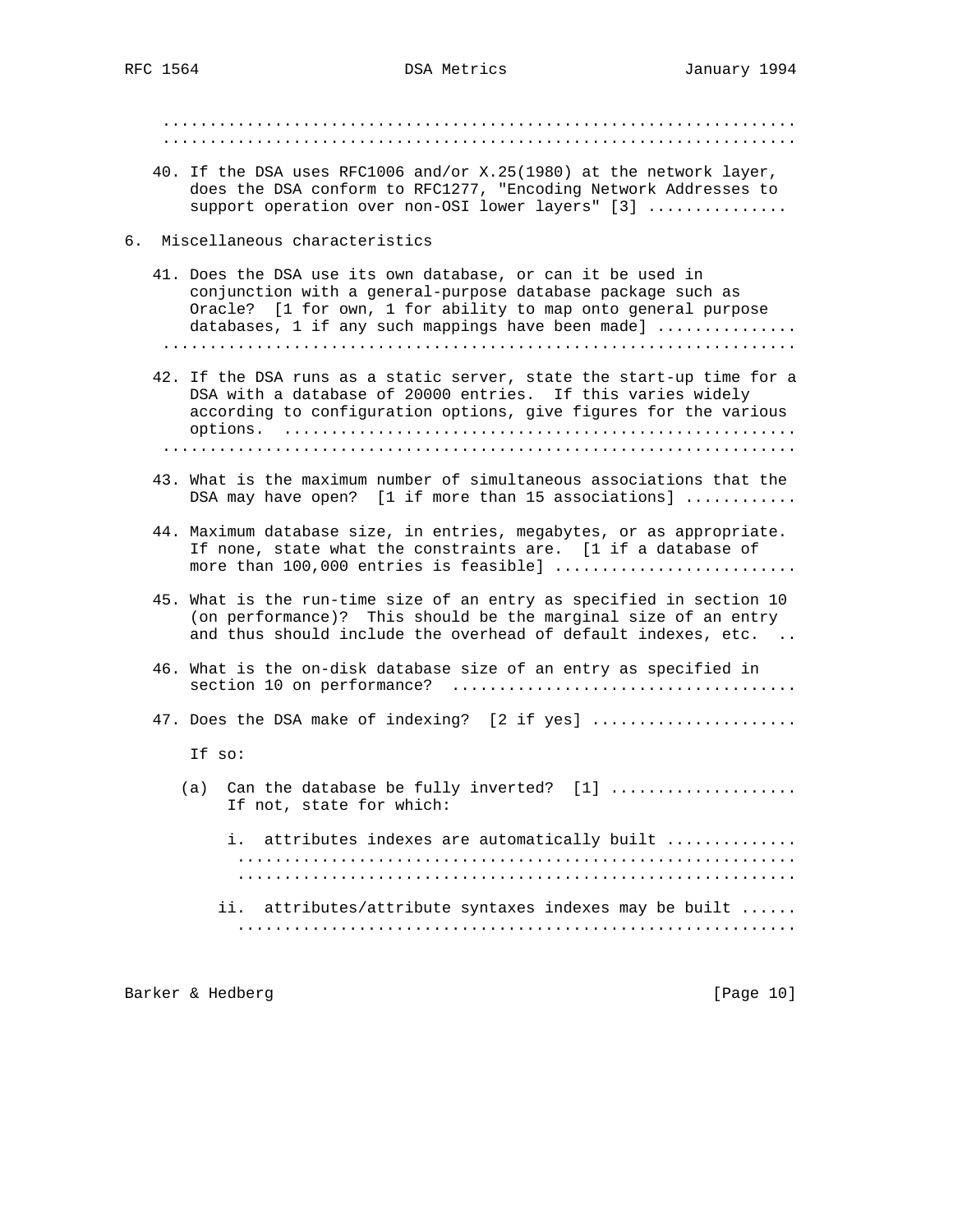.................................................................... ....................................................................

40. If the DSA uses RFC1006 and/or X.25(1980) at the network layer, does the DSA conform to RFC1277, "Encoding Network Addresses to support operation over non-OSI lower layers" [3] ...............

## 6. Miscellaneous characteristics

41. Does the DSA use its own database, or can it be used in conjunction with a general-purpose database package such as Oracle? [1 for own, 1 for ability to map onto general purpose databases, 1 if any such mappings have been made] .............. ....................................................................

42. If the DSA runs as a static server, state the start-up time for a DSA with a database of 20000 entries. If this varies widely according to configuration options, give figures for the various options. ...................................................... ....................................................................

43. What is the maximum number of simultaneous associations that the DSA may have open? [1 if more than 15 associations] ...........

44. Maximum database size, in entries, megabytes, or as appropriate. If none, state what the constraints are. [1 if a database of more than 100,000 entries is feasible] .........................

45. What is the run-time size of an entry as specified in section 10 (on performance)? This should be the marginal size of an entry and thus should include the overhead of default indexes, etc. ..

46. What is the on-disk database size of an entry as specified in section 10 on performance? ....................................

47. Does the DSA make of indexing? [2 if yes] ......................

    If so:

    (a) Can the database be fully inverted? [1] ....................
        If not, state for which:

        i. attributes indexes are automatically built .............. .......................................................... ..........................................................

        ii. attributes/attribute syntaxes indexes may be built ...... ..........................................................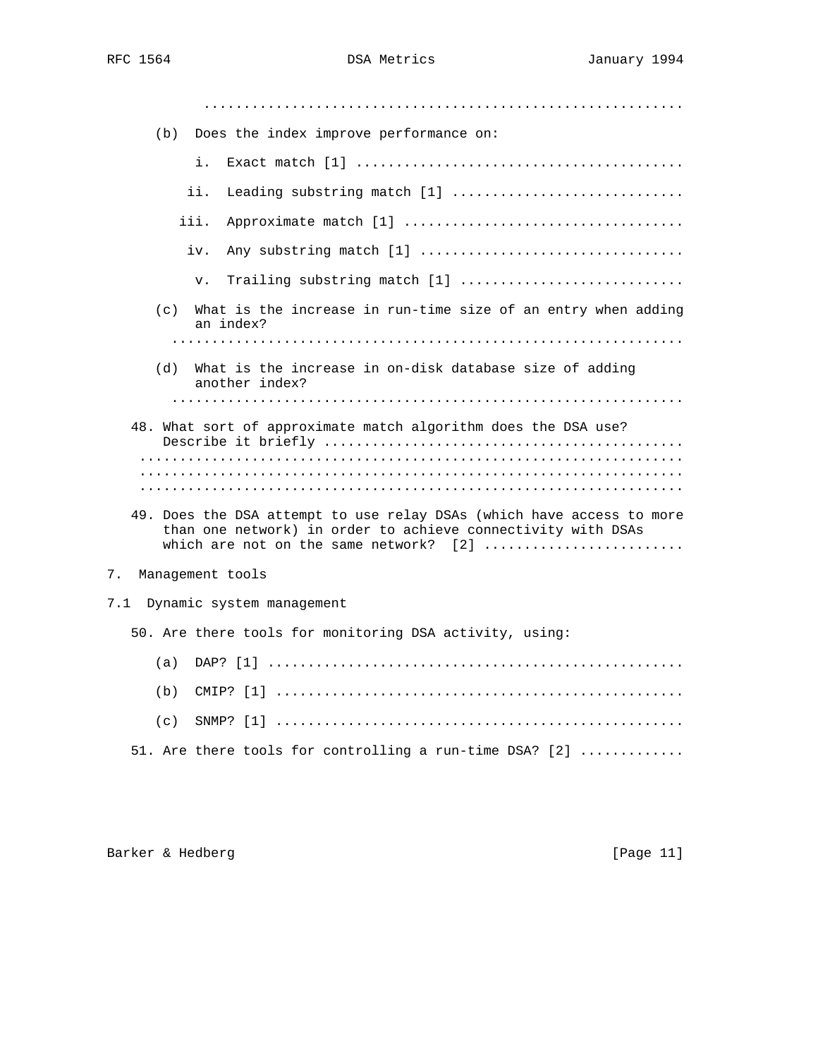..........................................................

(b) Does the index improve performance on:

i. Exact match [1] ........................................

ii. Leading substring match [1] ............................

iii. Approximate match [1] ..................................

iv. Any substring match [1] ................................

v. Trailing substring match [1] ...........................

(c) What is the increase in run-time size of an entry when adding an index?
..............................................................

(d) What is the increase in on-disk database size of adding another index?
..............................................................

48. What sort of approximate match algorithm does the DSA use? Describe it briefly ..........................................
..................................................................
..................................................................
..................................................................

49. Does the DSA attempt to use relay DSAs (which have access to more than one network) in order to achieve connectivity with DSAs which are not on the same network? [2] ........................

## 7. Management tools

### 7.1 Dynamic system management

50. Are there tools for monitoring DSA activity, using:

(a) DAP? [1] ..................................................

(b) CMIP? [1] .................................................

(c) SNMP? [1] .................................................

51. Are there tools for controlling a run-time DSA? [2] ............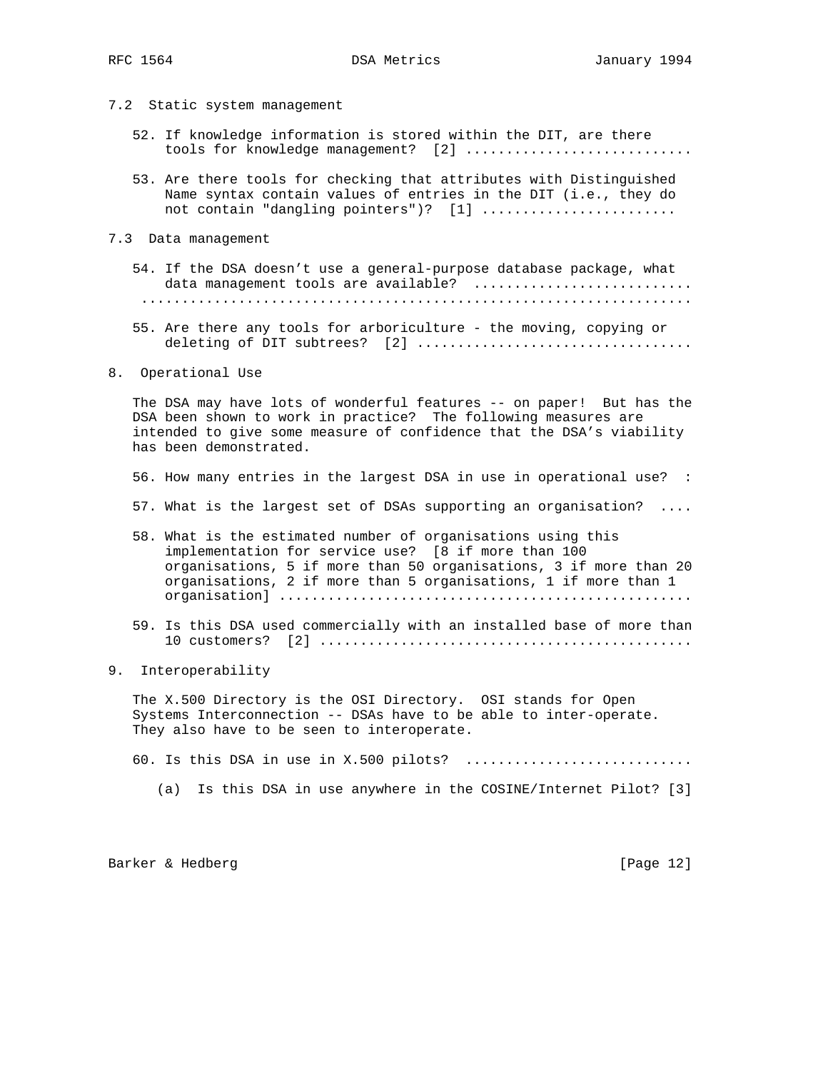### 7.2 Static system management

52. If knowledge information is stored within the DIT, are there tools for knowledge management? [2] ............................

53. Are there tools for checking that attributes with Distinguished Name syntax contain values of entries in the DIT (i.e., they do not contain "dangling pointers")? [1] ........................

### 7.3 Data management

54. If the DSA doesn't use a general-purpose database package, what data management tools are available? ..........................
..................................................................

55. Are there any tools for arboriculture - the moving, copying or deleting of DIT subtrees? [2] .................................

## 8. Operational Use

The DSA may have lots of wonderful features -- on paper! But has the DSA been shown to work in practice? The following measures are intended to give some measure of confidence that the DSA's viability has been demonstrated.

56. How many entries in the largest DSA in use in operational use? :

57. What is the largest set of DSAs supporting an organisation? ....

58. What is the estimated number of organisations using this implementation for service use? [8 if more than 100 organisations, 5 if more than 50 organisations, 3 if more than 20 organisations, 2 if more than 5 organisations, 1 if more than 1 organisation] .................................................

59. Is this DSA used commercially with an installed base of more than 10 customers? [2] .............................................

## 9. Interoperability

The X.500 Directory is the OSI Directory. OSI stands for Open Systems Interconnection -- DSAs have to be able to inter-operate. They also have to be seen to interoperate.

60. Is this DSA in use in X.500 pilots? ...........................

    (a) Is this DSA in use anywhere in the COSINE/Internet Pilot? [3]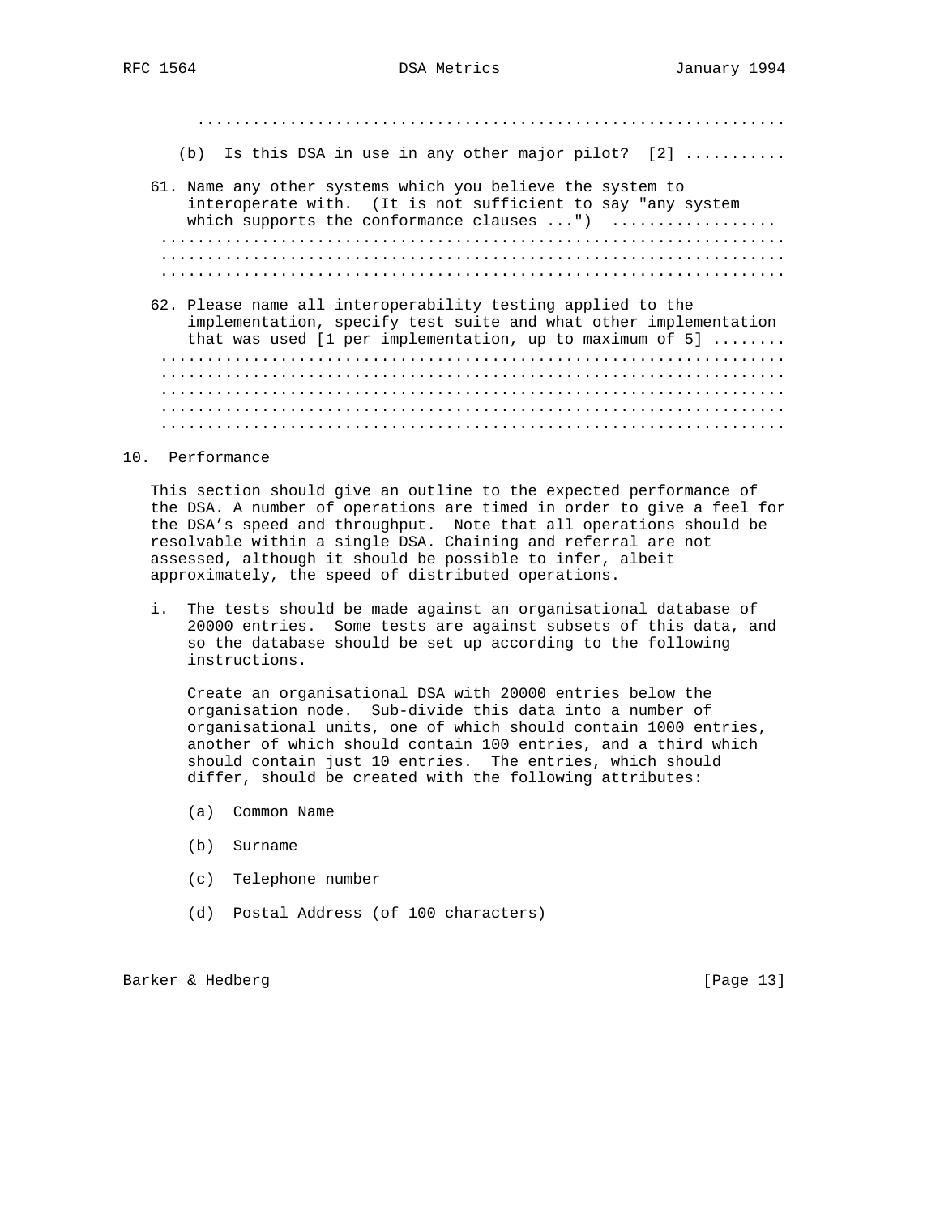.................................................................

(b) Is this DSA in use in any other major pilot? [2] ...........

61. Name any other systems which you believe the system to interoperate with. (It is not sufficient to say "any system which supports the conformance clauses ...") ..................
.....................................................................
.....................................................................
.....................................................................

62. Please name all interoperability testing applied to the implementation, specify test suite and what other implementation that was used [1 per implementation, up to maximum of 5] ........
.....................................................................
.....................................................................
.....................................................................
.....................................................................
.....................................................................

## 10. Performance

This section should give an outline to the expected performance of the DSA. A number of operations are timed in order to give a feel for the DSA's speed and throughput. Note that all operations should be resolvable within a single DSA. Chaining and referral are not assessed, although it should be possible to infer, albeit approximately, the speed of distributed operations.

i. The tests should be made against an organisational database of 20000 entries. Some tests are against subsets of this data, and so the database should be set up according to the following instructions.

   Create an organisational DSA with 20000 entries below the organisation node. Sub-divide this data into a number of organisational units, one of which should contain 1000 entries, another of which should contain 100 entries, and a third which should contain just 10 entries. The entries, which should differ, should be created with the following attributes:

   (a) Common Name

   (b) Surname

   (c) Telephone number

   (d) Postal Address (of 100 characters)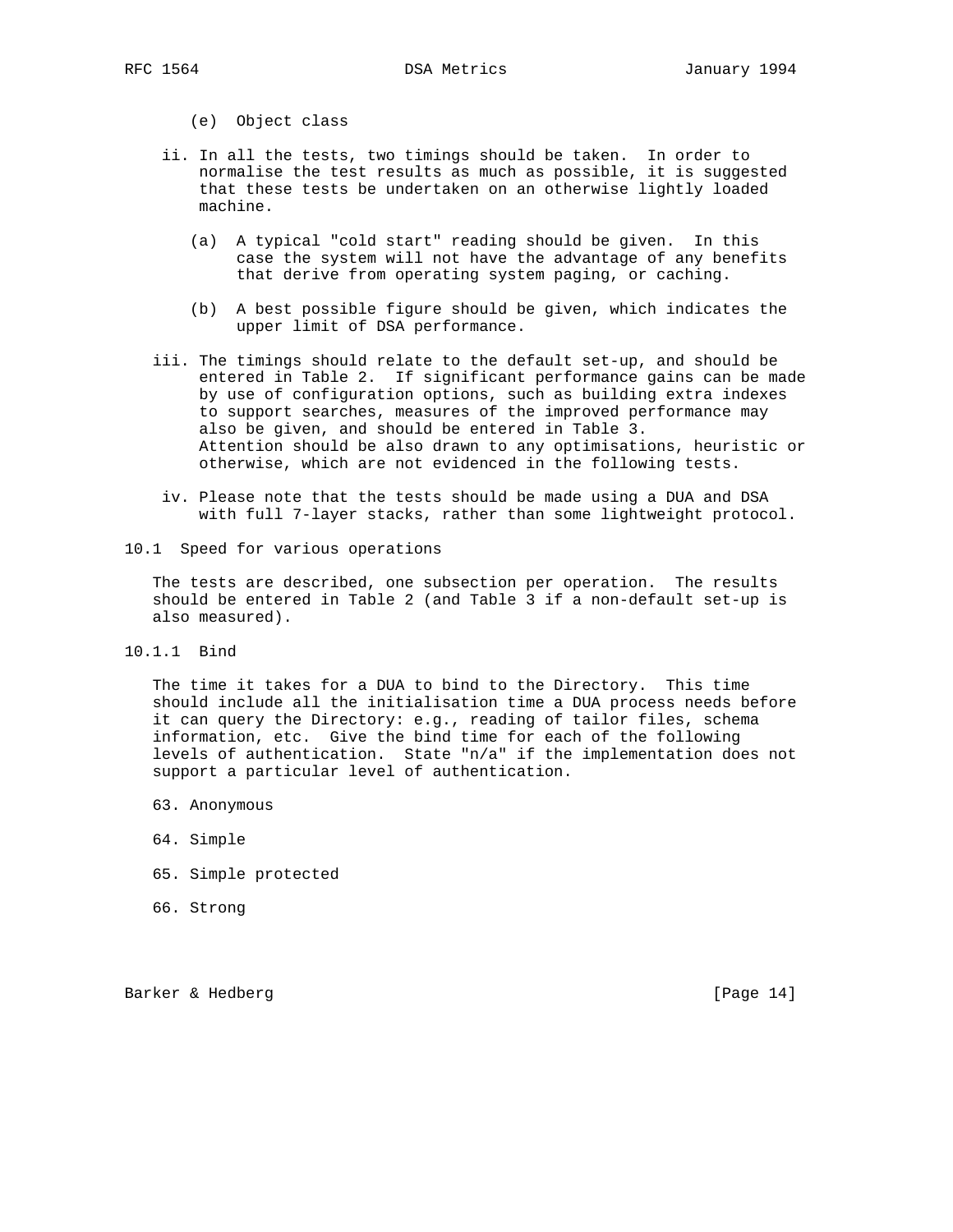(e) Object class

ii. In all the tests, two timings should be taken. In order to normalise the test results as much as possible, it is suggested that these tests be undertaken on an otherwise lightly loaded machine.

   (a) A typical "cold start" reading should be given. In this case the system will not have the advantage of any benefits that derive from operating system paging, or caching.

   (b) A best possible figure should be given, which indicates the upper limit of DSA performance.

iii. The timings should relate to the default set-up, and should be entered in Table 2. If significant performance gains can be made by use of configuration options, such as building extra indexes to support searches, measures of the improved performance may also be given, and should be entered in Table 3. Attention should be also drawn to any optimisations, heuristic or otherwise, which are not evidenced in the following tests.

iv. Please note that the tests should be made using a DUA and DSA with full 7-layer stacks, rather than some lightweight protocol.

## 10.1 Speed for various operations

The tests are described, one subsection per operation. The results should be entered in Table 2 (and Table 3 if a non-default set-up is also measured).

### 10.1.1 Bind

The time it takes for a DUA to bind to the Directory. This time should include all the initialisation time a DUA process needs before it can query the Directory: e.g., reading of tailor files, schema information, etc. Give the bind time for each of the following levels of authentication. State "n/a" if the implementation does not support a particular level of authentication.

63. Anonymous

64. Simple

65. Simple protected

66. Strong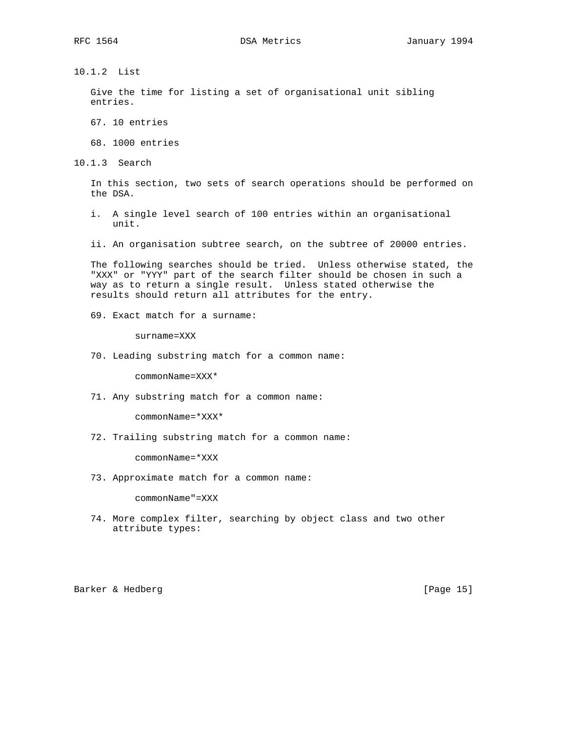#### 10.1.2 List

Give the time for listing a set of organisational unit sibling entries.

67. 10 entries

68. 1000 entries

#### 10.1.3 Search

In this section, two sets of search operations should be performed on the DSA.

i. A single level search of 100 entries within an organisational unit.

ii. An organisation subtree search, on the subtree of 20000 entries.

The following searches should be tried. Unless otherwise stated, the "XXX" or "YYY" part of the search filter should be chosen in such a way as to return a single result. Unless stated otherwise the results should return all attributes for the entry.

69. Exact match for a surname:

```
surname=XXX
```

70. Leading substring match for a common name:

```
commonName=XXX*
```

71. Any substring match for a common name:

```
commonName=*XXX*
```

72. Trailing substring match for a common name:

```
commonName=*XXX
```

73. Approximate match for a common name:

```
commonName"=XXX
```

74. More complex filter, searching by object class and two other attribute types: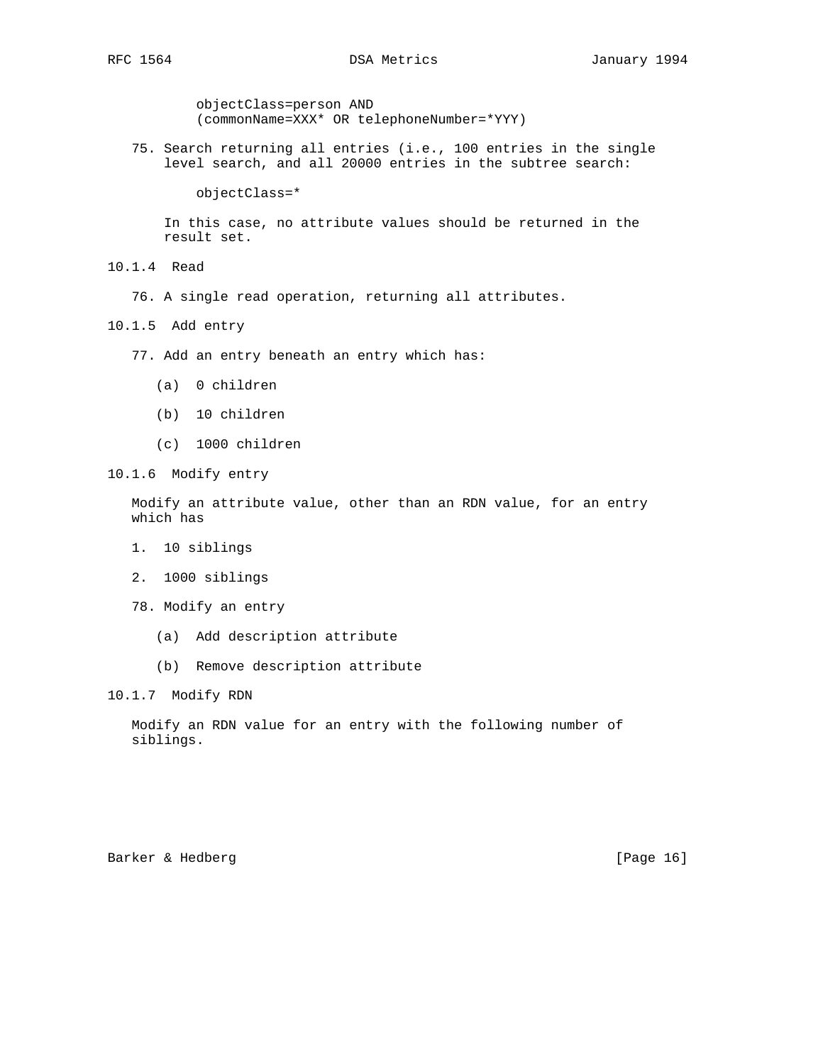```
objectClass=person AND
(commonName=XXX* OR telephoneNumber=*YYY)
```

75. Search returning all entries (i.e., 100 entries in the single level search, and all 20000 entries in the subtree search:

    ```
    objectClass=*
    ```

    In this case, no attribute values should be returned in the result set.

### 10.1.4 Read

76. A single read operation, returning all attributes.

### 10.1.5 Add entry

77. Add an entry beneath an entry which has:

    (a) 0 children

    (b) 10 children

    (c) 1000 children

### 10.1.6 Modify entry

Modify an attribute value, other than an RDN value, for an entry which has

1. 10 siblings

2. 1000 siblings

78. Modify an entry

    (a) Add description attribute

    (b) Remove description attribute

### 10.1.7 Modify RDN

Modify an RDN value for an entry with the following number of siblings.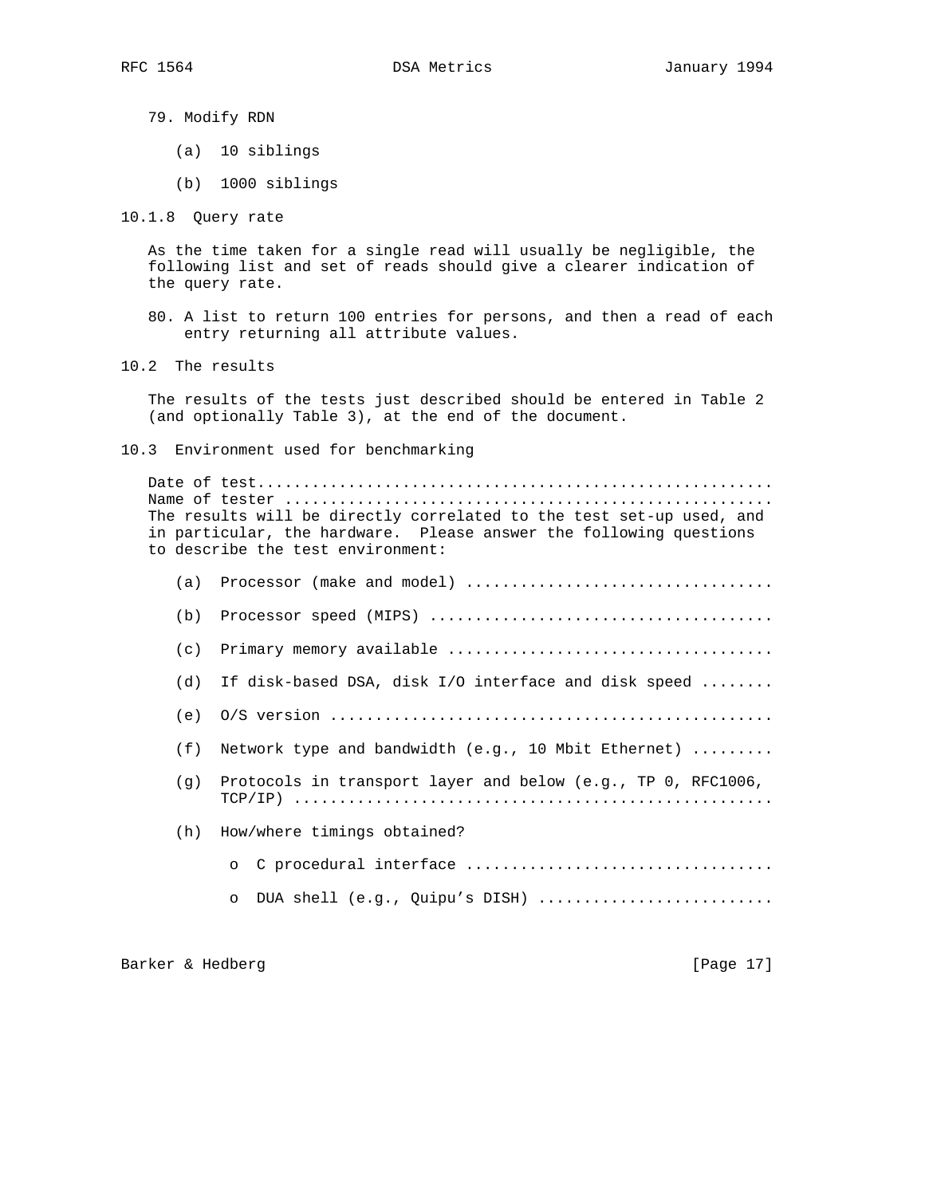79. Modify RDN

    (a) 10 siblings

    (b) 1000 siblings

### 10.1.8 Query rate

As the time taken for a single read will usually be negligible, the following list and set of reads should give a clearer indication of the query rate.

80. A list to return 100 entries for persons, and then a read of each entry returning all attribute values.

## 10.2 The results

The results of the tests just described should be entered in Table 2 (and optionally Table 3), at the end of the document.

## 10.3 Environment used for benchmarking

Date of test.........................................................
Name of tester ......................................................
The results will be directly correlated to the test set-up used, and in particular, the hardware. Please answer the following questions to describe the test environment:

(a) Processor (make and model) .................................

(b) Processor speed (MIPS) .....................................

(c) Primary memory available ...................................

(d) If disk-based DSA, disk I/O interface and disk speed ........

(e) O/S version ................................................

(f) Network type and bandwidth (e.g., 10 Mbit Ethernet) .........

(g) Protocols in transport layer and below (e.g., TP 0, RFC1006, TCP/IP) ...................................................

(h) How/where timings obtained?

- C procedural interface .................................
- DUA shell (e.g., Quipu's DISH) .........................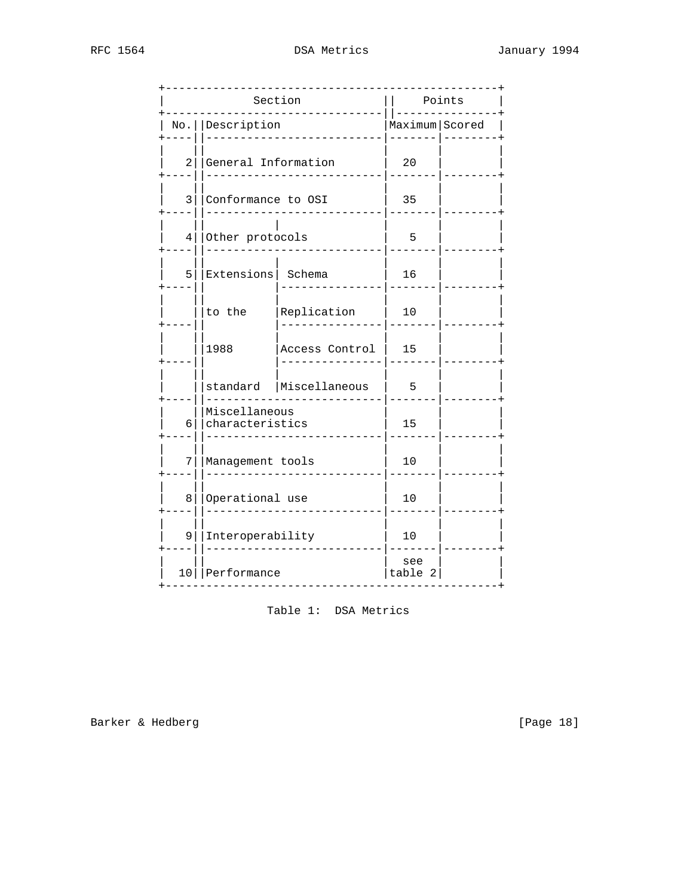| Section | | | Points | |
|---|---|---|---|---|
| No. | Description | | Maximum | Scored |
| 2 | General Information | | 20 | |
| 3 | Conformance to OSI | | 35 | |
| 4 | Other protocols | | 5 | |
| 5 | Extensions to the 1988 standard | Schema | 16 | |
| | | Replication | 10 | |
| | | Access Control | 15 | |
| | | Miscellaneous | 5 | |
| 6 | Miscellaneous characteristics | | 15 | |
| 7 | Management tools | | 10 | |
| 8 | Operational use | | 10 | |
| 9 | Interoperability | | 10 | |
| 10 | Performance | | see table 2 | |

Table 1: DSA Metrics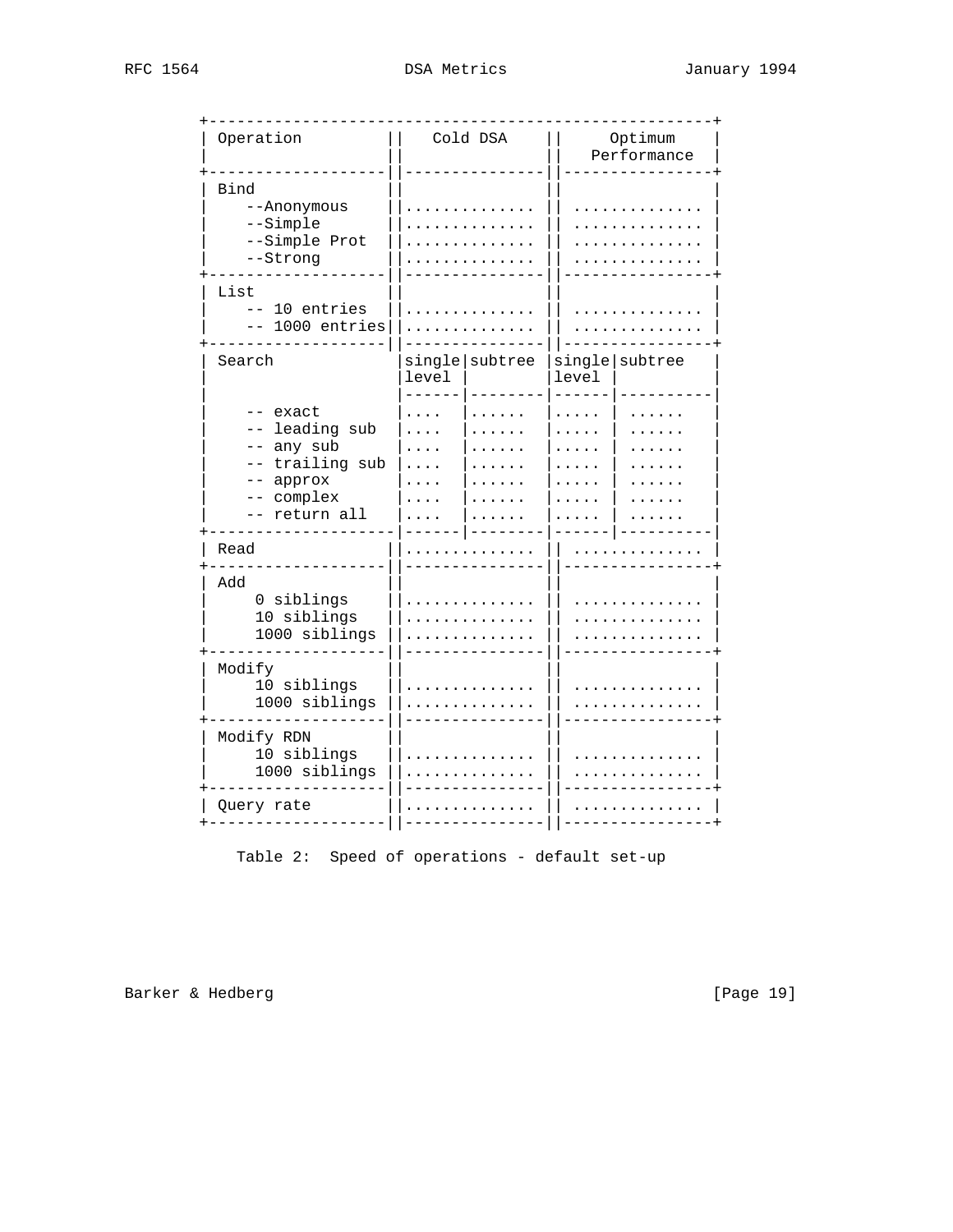```
+-----------------------------------------------------+
| Operation          ||   Cold DSA    ||    Optimum     |
|                    ||               ||   Performance  |
+--------------------||---------------||----------------+
| Bind               ||               ||                |
|    --Anonymous     ||.............. ||  ............. |
|    --Simple        ||.............. ||  ............. |
|    --Simple Prot   ||.............. ||  ............. |
|    --Strong        ||.............. ||  ............. |
+--------------------||---------------||----------------+
| List               ||               ||                |
|    -- 10 entries   ||.............. ||  ............. |
|    -- 1000 entries ||.............. ||  ............. |
+--------------------||---------------||----------------+
| Search             |single|subtree |single|subtree    |
|                    |level |        |level |           |
|                    |------|--------|------|-----------|
|    -- exact        |....  |......  |..... | ......    |
|    -- leading sub  |....  |......  |..... | ......    |
|    -- any sub      |....  |......  |..... | ......    |
|    -- trailing sub |....  |......  |..... | ......    |
|    -- approx       |....  |......  |..... | ......    |
|    -- complex      |....  |......  |..... | ......    |
|    -- return all   |....  |......  |..... | ......    |
+--------------------|------|--------|------|-----------|
| Read               ||.............. ||  ............. |
+--------------------||---------------||----------------+
| Add                ||               ||                |
|     0 siblings     ||.............. ||  ............. |
|     10 siblings    ||.............. ||  ............. |
|     1000 siblings  ||.............. ||  ............. |
+--------------------||---------------||----------------+
| Modify             ||               ||                |
|     10 siblings    ||.............. ||  ............. |
|     1000 siblings  ||.............. ||  ............. |
+--------------------||---------------||----------------+
| Modify RDN         ||               ||                |
|     10 siblings    ||.............. ||  ............. |
|     1000 siblings  ||.............. ||  ............. |
+--------------------||---------------||----------------+
| Query rate         ||.............. ||  ............. |
+--------------------||---------------||----------------+
```

Table 2:  Speed of operations - default set-up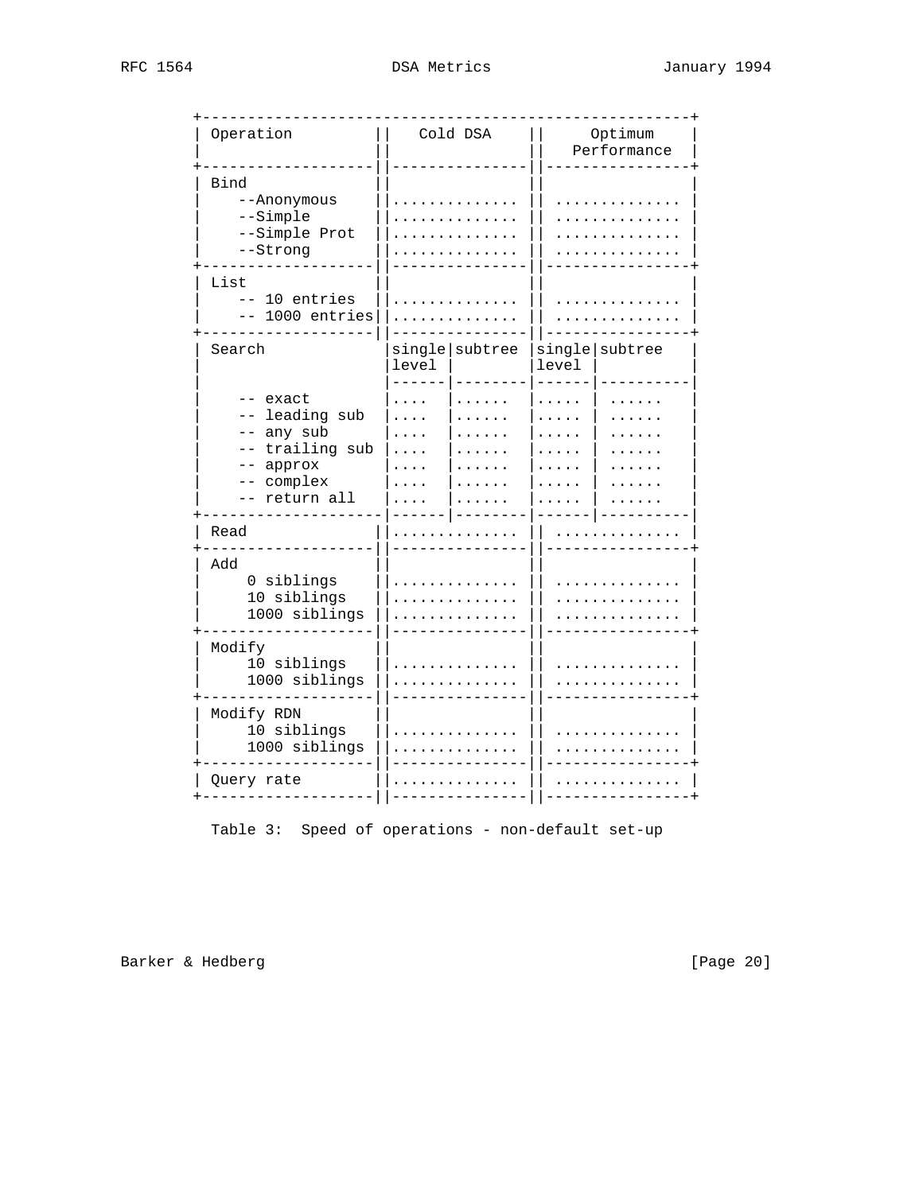```
+----------------------------------------------------+
| Operation         ||   Cold DSA    ||    Optimum    |
|                   ||               ||   Performance |
+-------------------||---------------||---------------+
| Bind              ||               ||               |
|    --Anonymous    ||.............. || ..............|
|    --Simple       ||.............. || ..............|
|    --Simple Prot  ||.............. || ..............|
|    --Strong       ||.............. || ..............|
+-------------------||---------------||---------------+
| List              ||               ||               |
|    -- 10 entries  ||.............. || ..............|
|    -- 1000 entries||.............. || ..............|
+-------------------||---------------||---------------+
| Search            |single|subtree  |single|subtree  |
|                   |level |         |level |         |
|                   |------|---------|------|---------|
|    -- exact       |....  |......   |..... | ......  |
|    -- leading sub |....  |......   |..... | ......  |
|    -- any sub     |....  |......   |..... | ......  |
|    -- trailing sub|....  |......   |..... | ......  |
|    -- approx      |....  |......   |..... | ......  |
|    -- complex     |....  |......   |..... | ......  |
|    -- return all  |....  |......   |..... | ......  |
+-------------------|------|---------|------|---------|
| Read              ||.............. || ..............|
+-------------------||---------------||---------------+
| Add               ||               ||               |
|     0 siblings    ||.............. || ..............|
|     10 siblings   ||.............. || ..............|
|     1000 siblings ||.............. || ..............|
+-------------------||---------------||---------------+
| Modify            ||               ||               |
|     10 siblings   ||.............. || ..............|
|     1000 siblings ||.............. || ..............|
+-------------------||---------------||---------------+
| Modify RDN        ||               ||               |
|     10 siblings   ||.............. || ..............|
|     1000 siblings ||.............. || ..............|
+-------------------||---------------||---------------+
| Query rate        ||.............. || ..............|
+-------------------||---------------||---------------+
```

Table 3: Speed of operations - non-default set-up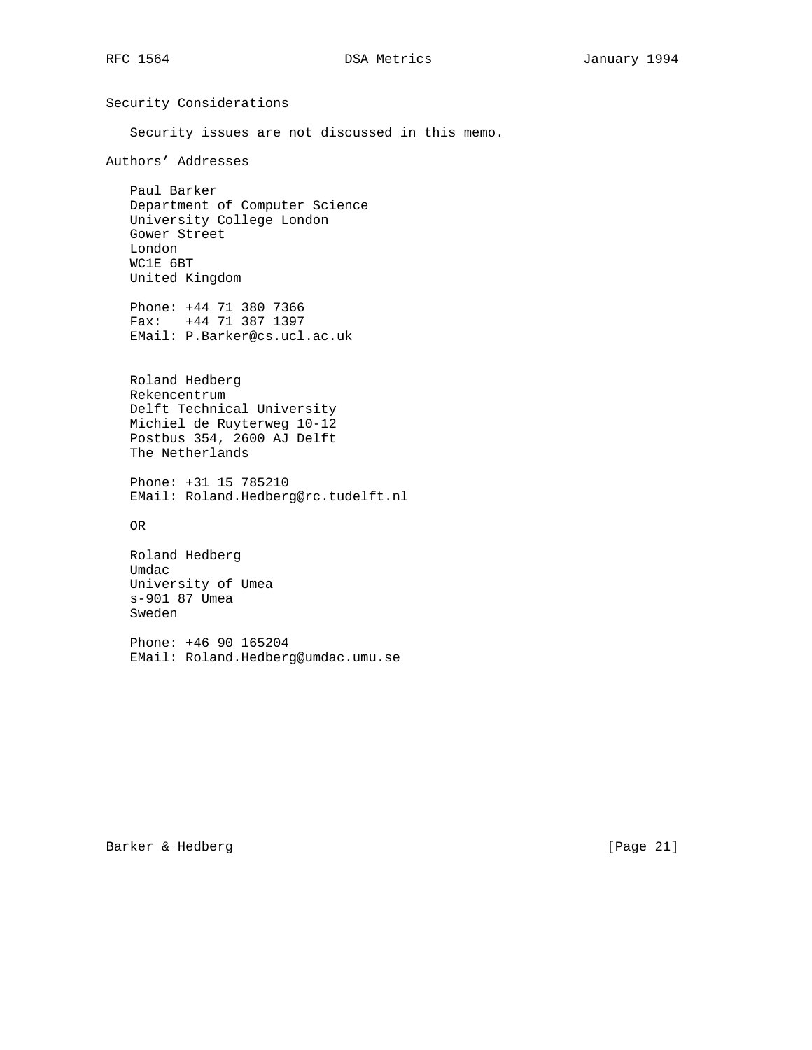## Security Considerations

Security issues are not discussed in this memo.

## Authors' Addresses

Paul Barker
Department of Computer Science
University College London
Gower Street
London
WC1E 6BT
United Kingdom

Phone: +44 71 380 7366
Fax: +44 71 387 1397
EMail: P.Barker@cs.ucl.ac.uk

Roland Hedberg
Rekencentrum
Delft Technical University
Michiel de Ruyterweg 10-12
Postbus 354, 2600 AJ Delft
The Netherlands

Phone: +31 15 785210
EMail: Roland.Hedberg@rc.tudelft.nl

OR

Roland Hedberg
Umdac
University of Umea
s-901 87 Umea
Sweden

Phone: +46 90 165204
EMail: Roland.Hedberg@umdac.umu.se